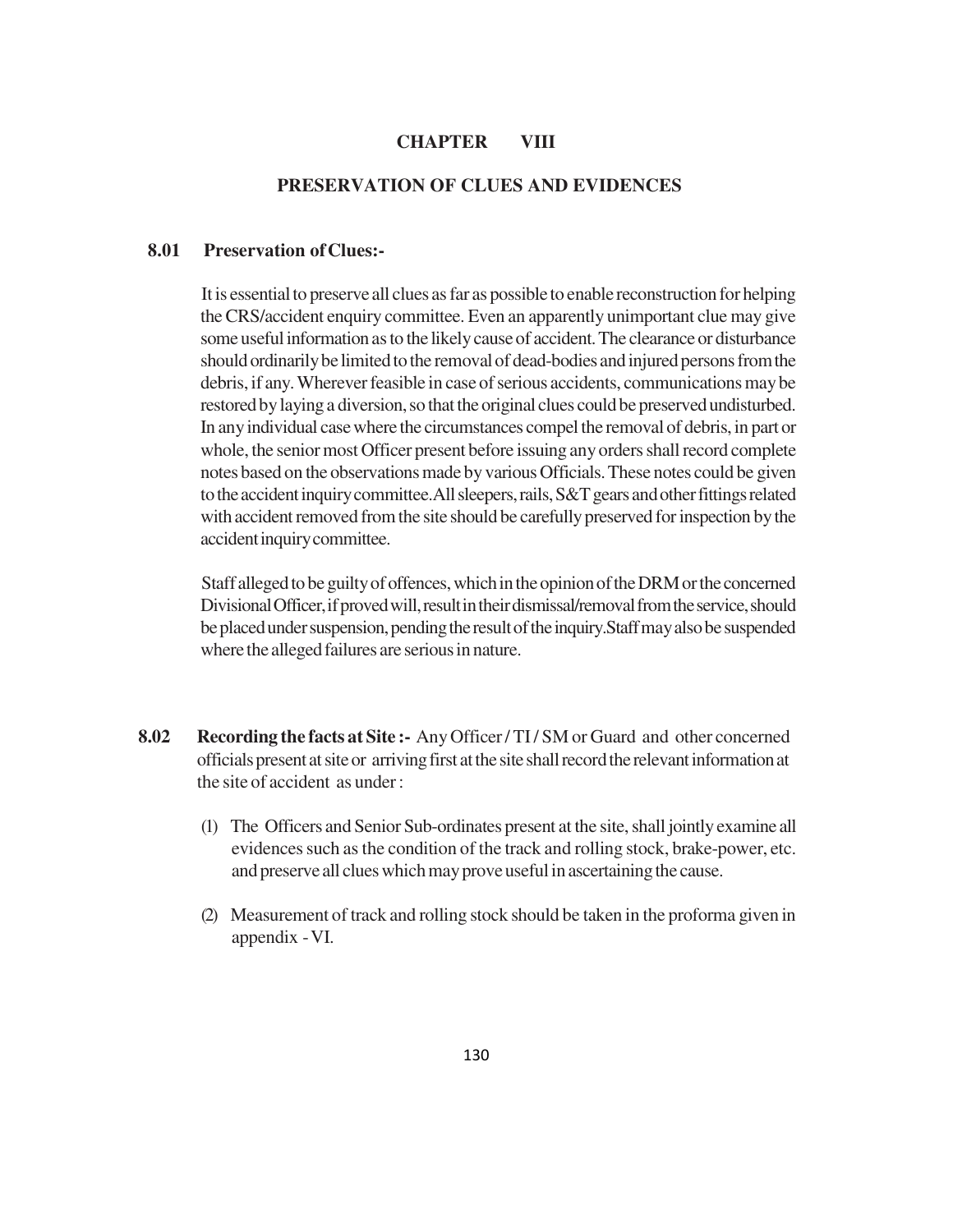# CHAPTER VIII

## PRESERVATION OF CLUES AND EVIDENCES

### 8.01 Preservation of Clues:-

It is essential to preserve all clues as far as possible to enable reconstruction for helping the CRS/accident enquiry committee. Even an apparently unimportant clue may give some useful information as to the likely cause of accident. The clearance or disturbance should ordinarily be limited to the removal of dead-bodies and injured persons from the debris, if any. Wherever feasible in case of serious accidents, communications may be restored by laying a diversion, so that the original clues could be preserved undisturbed. In any individual case where the circumstances compel the removal of debris, in part or whole, the senior most Officer present before issuing any orders shall record complete notes based on the observations made by various Officials. These notes could be given to the accident inquiry committee. All sleepers, rails, S&T gears and other fittings related with accident removed from the site should be carefully preserved for inspection by the accident inquiry committee.

Staff alleged to be guilty of offences, which in the opinion of the DRM or the concerned Divisional Officer, if proved will, result in their dismissal/removal from the service, should be placed under suspension, pending the result of the inquiry. Staff may also be suspended where the alleged failures are serious in nature.

**8.02 Recording the facts at Site :-** Any Officer / TI / SM or Guard and other concerned officials present at site or arriving first at the site shall record the relevant information at the site of accident as under :

(1) The Officers and Senior Sub-ordinates present at the site, shall jointly examine all evidences such as the condition of the track and rolling stock, brake-power, etc. and preserve all clues which may prove useful in ascertaining the cause.

(2) Measurement of track and rolling stock should be taken in the proforma given in appendix - VI.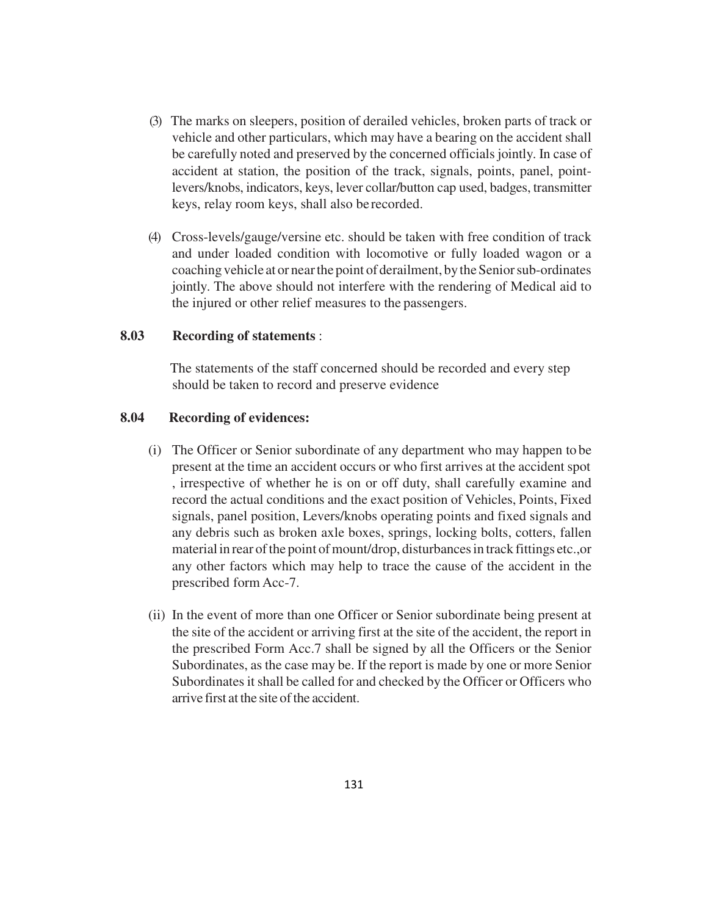(3) The marks on sleepers, position of derailed vehicles, broken parts of track or vehicle and other particulars, which may have a bearing on the accident shall be carefully noted and preserved by the concerned officials jointly. In case of accident at station, the position of the track, signals, points, panel, point-levers/knobs, indicators, keys, lever collar/button cap used, badges, transmitter keys, relay room keys, shall also be recorded.

(4) Cross-levels/gauge/versine etc. should be taken with free condition of track and under loaded condition with locomotive or fully loaded wagon or a coaching vehicle at or near the point of derailment, by the Senior sub-ordinates jointly. The above should not interfere with the rendering of Medical aid to the injured or other relief measures to the passengers.

**8.03 Recording of statements** :

The statements of the staff concerned should be recorded and every step should be taken to record and preserve evidence

**8.04 Recording of evidences:**

(i) The Officer or Senior subordinate of any department who may happen to be present at the time an accident occurs or who first arrives at the accident spot , irrespective of whether he is on or off duty, shall carefully examine and record the actual conditions and the exact position of Vehicles, Points, Fixed signals, panel position, Levers/knobs operating points and fixed signals and any debris such as broken axle boxes, springs, locking bolts, cotters, fallen material in rear of the point of mount/drop, disturbances in track fittings etc.,or any other factors which may help to trace the cause of the accident in the prescribed form Acc-7.

(ii) In the event of more than one Officer or Senior subordinate being present at the site of the accident or arriving first at the site of the accident, the report in the prescribed Form Acc.7 shall be signed by all the Officers or the Senior Subordinates, as the case may be. If the report is made by one or more Senior Subordinates it shall be called for and checked by the Officer or Officers who arrive first at the site of the accident.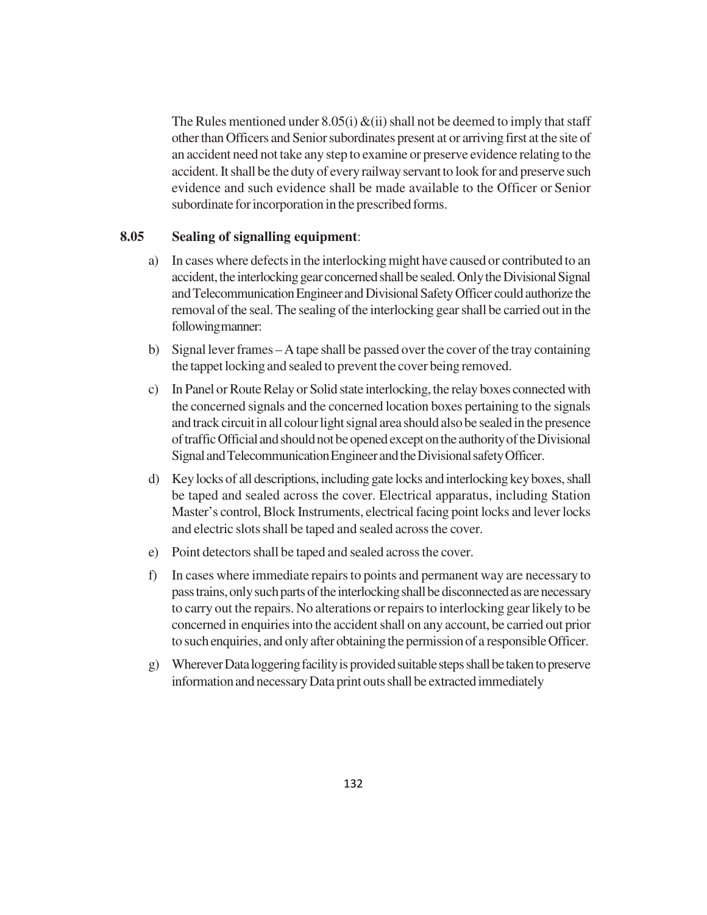The Rules mentioned under 8.05(i) &(ii) shall not be deemed to imply that staff other than Officers and Senior subordinates present at or arriving first at the site of an accident need not take any step to examine or preserve evidence relating to the accident. It shall be the duty of every railway servant to look for and preserve such evidence and such evidence shall be made available to the Officer or Senior subordinate for incorporation in the prescribed forms.

**8.05 Sealing of signalling equipment**:

a) In cases where defects in the interlocking might have caused or contributed to an accident, the interlocking gear concerned shall be sealed. Only the Divisional Signal and Telecommunication Engineer and Divisional Safety Officer could authorize the removal of the seal. The sealing of the interlocking gear shall be carried out in the following manner:

b) Signal lever frames – A tape shall be passed over the cover of the tray containing the tappet locking and sealed to prevent the cover being removed.

c) In Panel or Route Relay or Solid state interlocking, the relay boxes connected with the concerned signals and the concerned location boxes pertaining to the signals and track circuit in all colour light signal area should also be sealed in the presence of traffic Official and should not be opened except on the authority of the Divisional Signal and Telecommunication Engineer and the Divisional safety Officer.

d) Key locks of all descriptions, including gate locks and interlocking key boxes, shall be taped and sealed across the cover. Electrical apparatus, including Station Master's control, Block Instruments, electrical facing point locks and lever locks and electric slots shall be taped and sealed across the cover.

e) Point detectors shall be taped and sealed across the cover.

f) In cases where immediate repairs to points and permanent way are necessary to pass trains, only such parts of the interlocking shall be disconnected as are necessary to carry out the repairs. No alterations or repairs to interlocking gear likely to be concerned in enquiries into the accident shall on any account, be carried out prior to such enquiries, and only after obtaining the permission of a responsible Officer.

g) Wherever Data loggering facility is provided suitable steps shall be taken to preserve information and necessary Data print outs shall be extracted immediately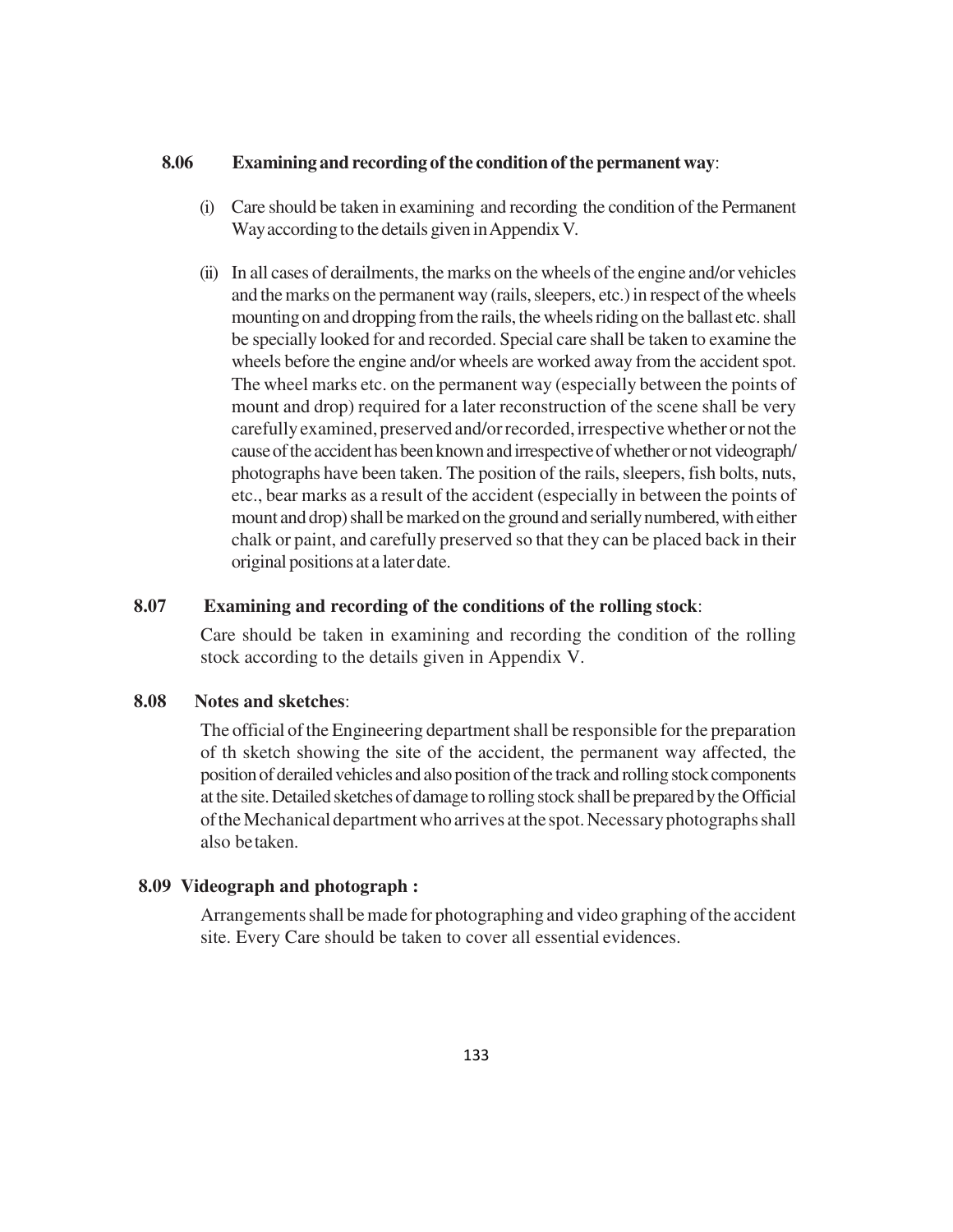### 8.06 Examining and recording of the condition of the permanent way:

(i) Care should be taken in examining and recording the condition of the Permanent Way according to the details given in Appendix V.

(ii) In all cases of derailments, the marks on the wheels of the engine and/or vehicles and the marks on the permanent way (rails, sleepers, etc.) in respect of the wheels mounting on and dropping from the rails, the wheels riding on the ballast etc. shall be specially looked for and recorded. Special care shall be taken to examine the wheels before the engine and/or wheels are worked away from the accident spot. The wheel marks etc. on the permanent way (especially between the points of mount and drop) required for a later reconstruction of the scene shall be very carefully examined, preserved and/or recorded, irrespective whether or not the cause of the accident has been known and irrespective of whether or not videograph/ photographs have been taken. The position of the rails, sleepers, fish bolts, nuts, etc., bear marks as a result of the accident (especially in between the points of mount and drop) shall be marked on the ground and serially numbered, with either chalk or paint, and carefully preserved so that they can be placed back in their original positions at a later date.

### 8.07 Examining and recording of the conditions of the rolling stock:

Care should be taken in examining and recording the condition of the rolling stock according to the details given in Appendix V.

### 8.08 Notes and sketches:

The official of the Engineering department shall be responsible for the preparation of th sketch showing the site of the accident, the permanent way affected, the position of derailed vehicles and also position of the track and rolling stock components at the site. Detailed sketches of damage to rolling stock shall be prepared by the Official of the Mechanical department who arrives at the spot. Necessary photographs shall also be taken.

### 8.09 Videograph and photograph :

Arrangements shall be made for photographing and video graphing of the accident site. Every Care should be taken to cover all essential evidences.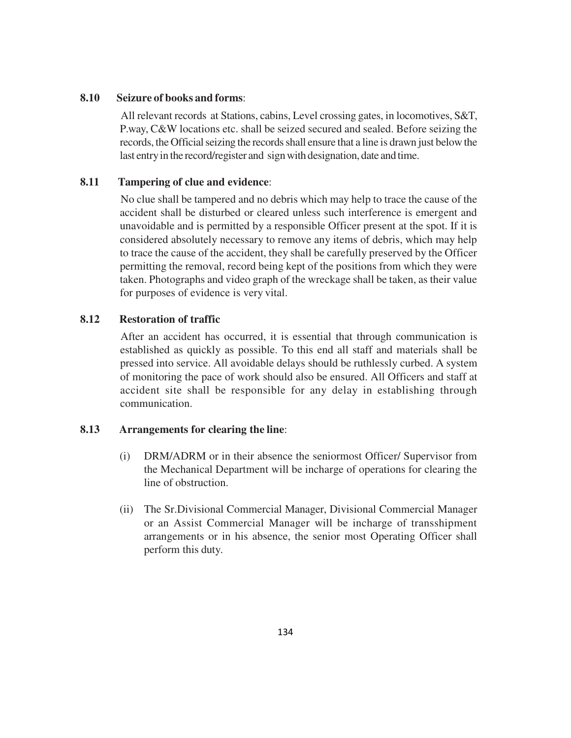**8.10 Seizure of books and forms**:

All relevant records at Stations, cabins, Level crossing gates, in locomotives, S&T, P.way, C&W locations etc. shall be seized secured and sealed. Before seizing the records, the Official seizing the records shall ensure that a line is drawn just below the last entry in the record/register and sign with designation, date and time.

**8.11 Tampering of clue and evidence**:

No clue shall be tampered and no debris which may help to trace the cause of the accident shall be disturbed or cleared unless such interference is emergent and unavoidable and is permitted by a responsible Officer present at the spot. If it is considered absolutely necessary to remove any items of debris, which may help to trace the cause of the accident, they shall be carefully preserved by the Officer permitting the removal, record being kept of the positions from which they were taken. Photographs and video graph of the wreckage shall be taken, as their value for purposes of evidence is very vital.

**8.12 Restoration of traffic**

After an accident has occurred, it is essential that through communication is established as quickly as possible. To this end all staff and materials shall be pressed into service. All avoidable delays should be ruthlessly curbed. A system of monitoring the pace of work should also be ensured. All Officers and staff at accident site shall be responsible for any delay in establishing through communication.

**8.13 Arrangements for clearing the line**:

(i) DRM/ADRM or in their absence the seniormost Officer/ Supervisor from the Mechanical Department will be incharge of operations for clearing the line of obstruction.

(ii) The Sr.Divisional Commercial Manager, Divisional Commercial Manager or an Assist Commercial Manager will be incharge of transshipment arrangements or in his absence, the senior most Operating Officer shall perform this duty.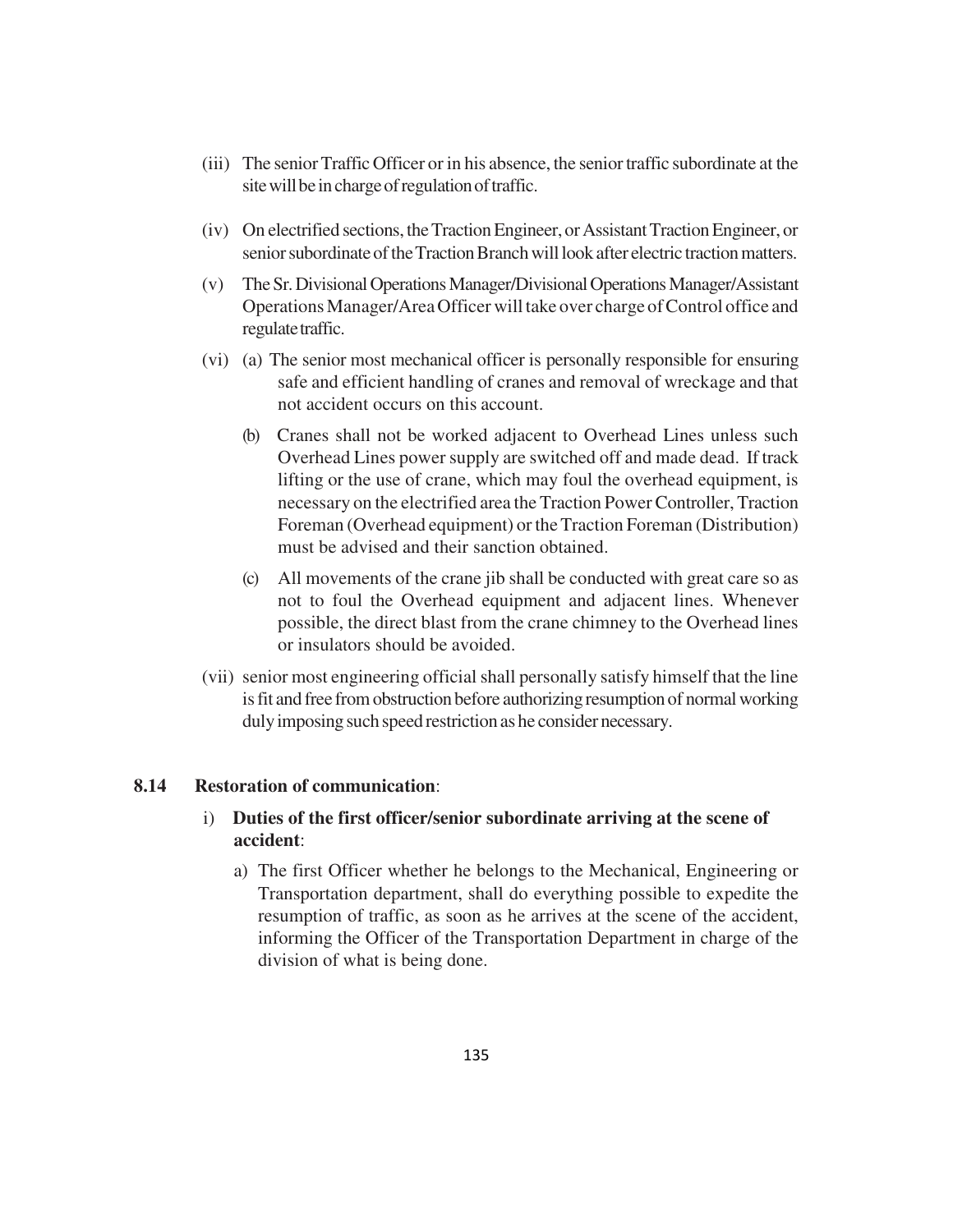(iii) The senior Traffic Officer or in his absence, the senior traffic subordinate at the site will be in charge of regulation of traffic.

(iv) On electrified sections, the Traction Engineer, or Assistant Traction Engineer, or senior subordinate of the Traction Branch will look after electric traction matters.

(v) The Sr. Divisional Operations Manager/Divisional Operations Manager/Assistant Operations Manager/Area Officer will take over charge of Control office and regulate traffic.

(vi) (a) The senior most mechanical officer is personally responsible for ensuring safe and efficient handling of cranes and removal of wreckage and that not accident occurs on this account.

(b) Cranes shall not be worked adjacent to Overhead Lines unless such Overhead Lines power supply are switched off and made dead. If track lifting or the use of crane, which may foul the overhead equipment, is necessary on the electrified area the Traction Power Controller, Traction Foreman (Overhead equipment) or the Traction Foreman (Distribution) must be advised and their sanction obtained.

(c) All movements of the crane jib shall be conducted with great care so as not to foul the Overhead equipment and adjacent lines. Whenever possible, the direct blast from the crane chimney to the Overhead lines or insulators should be avoided.

(vii) senior most engineering official shall personally satisfy himself that the line is fit and free from obstruction before authorizing resumption of normal working duly imposing such speed restriction as he consider necessary.

**8.14 Restoration of communication**:

i) **Duties of the first officer/senior subordinate arriving at the scene of accident**:

a) The first Officer whether he belongs to the Mechanical, Engineering or Transportation department, shall do everything possible to expedite the resumption of traffic, as soon as he arrives at the scene of the accident, informing the Officer of the Transportation Department in charge of the division of what is being done.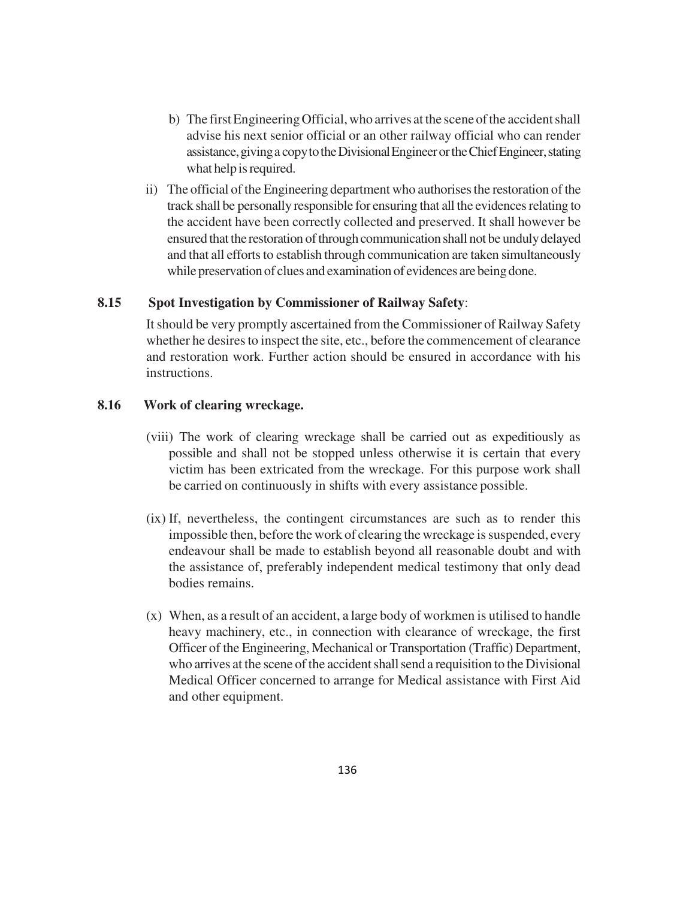b) The first Engineering Official, who arrives at the scene of the accident shall advise his next senior official or an other railway official who can render assistance, giving a copy to the Divisional Engineer or the Chief Engineer, stating what help is required.

ii) The official of the Engineering department who authorises the restoration of the track shall be personally responsible for ensuring that all the evidences relating to the accident have been correctly collected and preserved. It shall however be ensured that the restoration of through communication shall not be unduly delayed and that all efforts to establish through communication are taken simultaneously while preservation of clues and examination of evidences are being done.

**8.15 Spot Investigation by Commissioner of Railway Safety**:

It should be very promptly ascertained from the Commissioner of Railway Safety whether he desires to inspect the site, etc., before the commencement of clearance and restoration work. Further action should be ensured in accordance with his instructions.

**8.16 Work of clearing wreckage.**

(viii) The work of clearing wreckage shall be carried out as expeditiously as possible and shall not be stopped unless otherwise it is certain that every victim has been extricated from the wreckage. For this purpose work shall be carried on continuously in shifts with every assistance possible.

(ix) If, nevertheless, the contingent circumstances are such as to render this impossible then, before the work of clearing the wreckage is suspended, every endeavour shall be made to establish beyond all reasonable doubt and with the assistance of, preferably independent medical testimony that only dead bodies remains.

(x) When, as a result of an accident, a large body of workmen is utilised to handle heavy machinery, etc., in connection with clearance of wreckage, the first Officer of the Engineering, Mechanical or Transportation (Traffic) Department, who arrives at the scene of the accident shall send a requisition to the Divisional Medical Officer concerned to arrange for Medical assistance with First Aid and other equipment.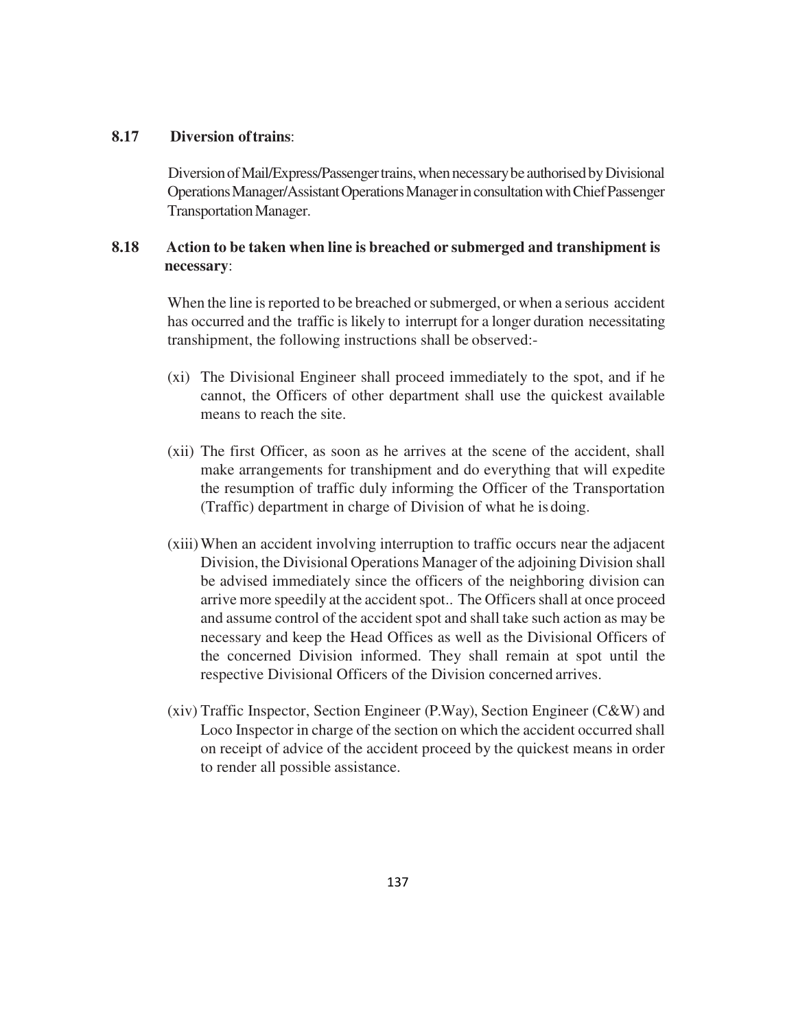### 8.17 Diversion of trains:

Diversion of Mail/Express/Passenger trains, when necessary be authorised by Divisional Operations Manager/Assistant Operations Manager in consultation with Chief Passenger Transportation Manager.

### 8.18 Action to be taken when line is breached or submerged and transhipment is necessary:

When the line is reported to be breached or submerged, or when a serious accident has occurred and the traffic is likely to interrupt for a longer duration necessitating transhipment, the following instructions shall be observed:-

(xi) The Divisional Engineer shall proceed immediately to the spot, and if he cannot, the Officers of other department shall use the quickest available means to reach the site.

(xii) The first Officer, as soon as he arrives at the scene of the accident, shall make arrangements for transhipment and do everything that will expedite the resumption of traffic duly informing the Officer of the Transportation (Traffic) department in charge of Division of what he is doing.

(xiii) When an accident involving interruption to traffic occurs near the adjacent Division, the Divisional Operations Manager of the adjoining Division shall be advised immediately since the officers of the neighboring division can arrive more speedily at the accident spot.. The Officers shall at once proceed and assume control of the accident spot and shall take such action as may be necessary and keep the Head Offices as well as the Divisional Officers of the concerned Division informed. They shall remain at spot until the respective Divisional Officers of the Division concerned arrives.

(xiv) Traffic Inspector, Section Engineer (P.Way), Section Engineer (C&W) and Loco Inspector in charge of the section on which the accident occurred shall on receipt of advice of the accident proceed by the quickest means in order to render all possible assistance.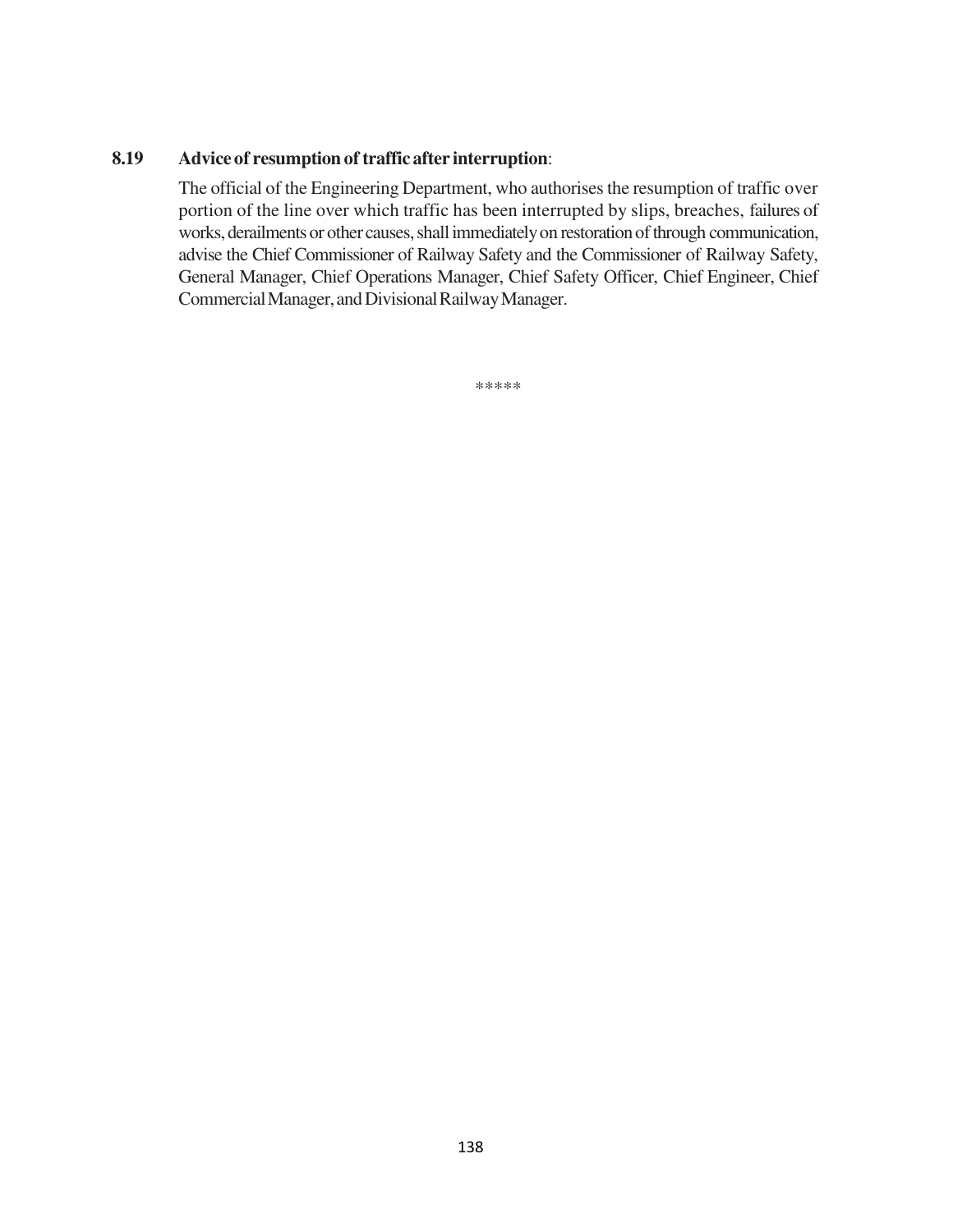**8.19 Advice of resumption of traffic after interruption**:

The official of the Engineering Department, who authorises the resumption of traffic over portion of the line over which traffic has been interrupted by slips, breaches, failures of works, derailments or other causes, shall immediately on restoration of through communication, advise the Chief Commissioner of Railway Safety and the Commissioner of Railway Safety, General Manager, Chief Operations Manager, Chief Safety Officer, Chief Engineer, Chief Commercial Manager, and Divisional Railway Manager.

*****